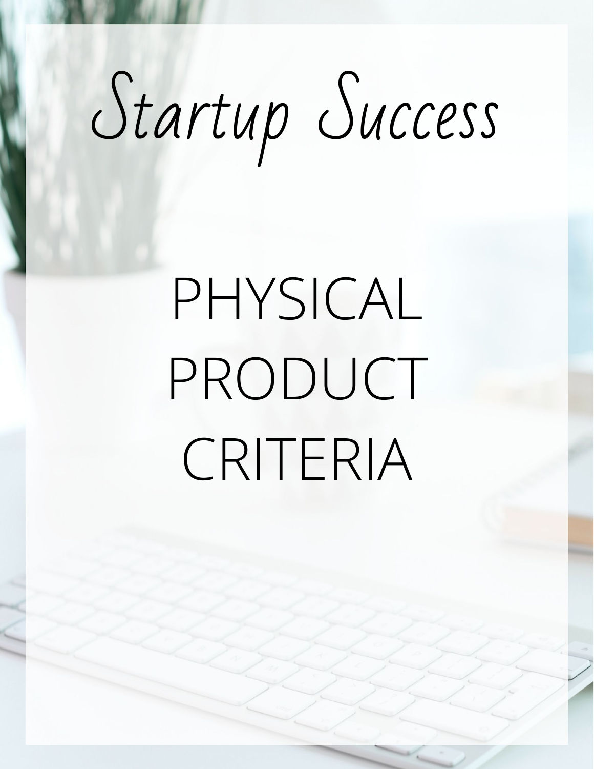# *Startup Success*

## PHYSICAL PRODUCT CRITERIA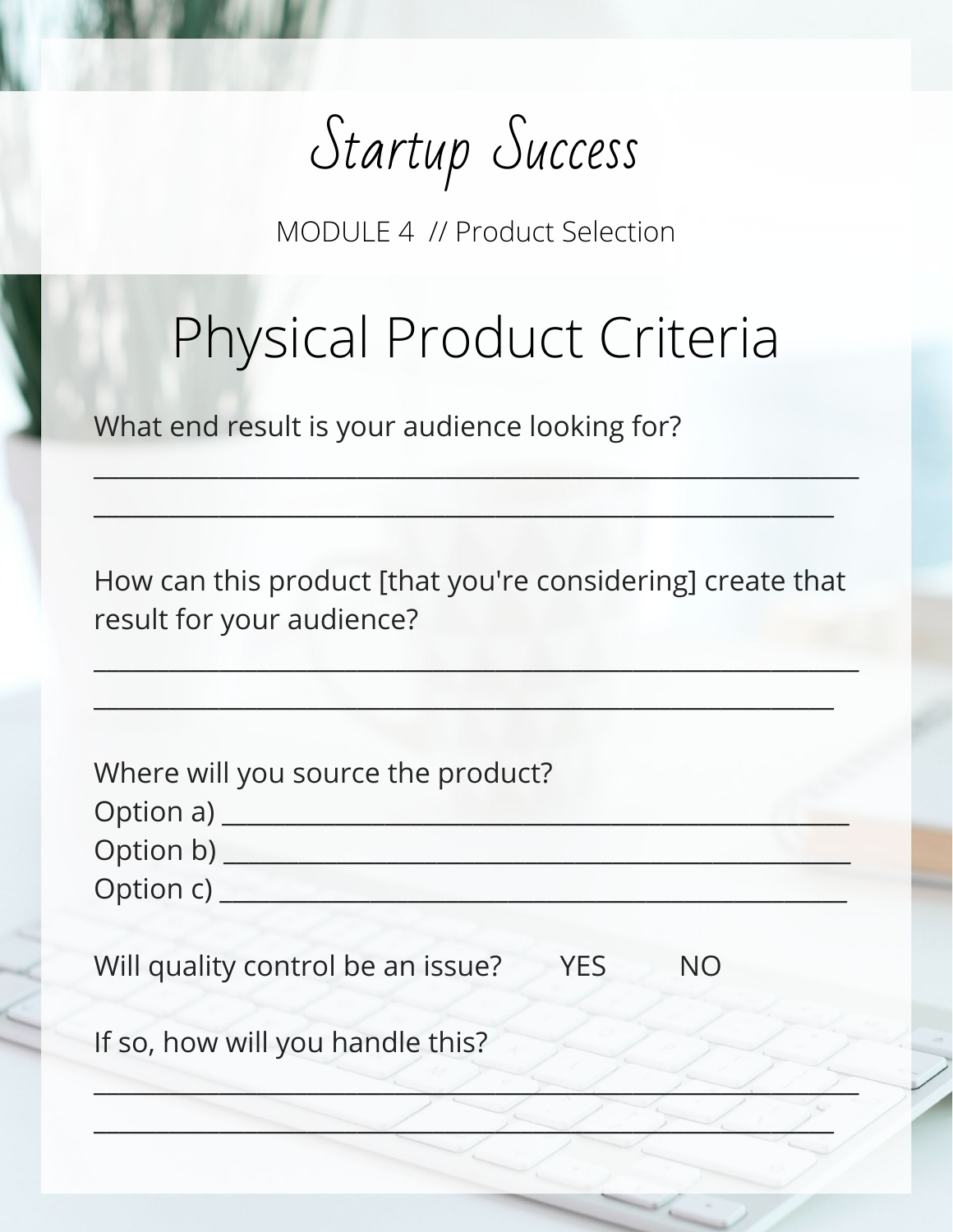Startup Success

MODULE 4 // Product Selection

# Physical Product Criteria

What end result is your audience looking for?

_______________________________________________________________

_____________________________________________________________

How can this product [that you're considering] create that result for your audience?

_______________________________________________________________

_____________________________________________________________

Where will you source the product?

Option a) ________________________________________________

Option b) ________________________________________________

Option c) ________________________________________________

Will quality control be an issue? YES NO

If so, how will you handle this?

_______________________________________________________________

_____________________________________________________________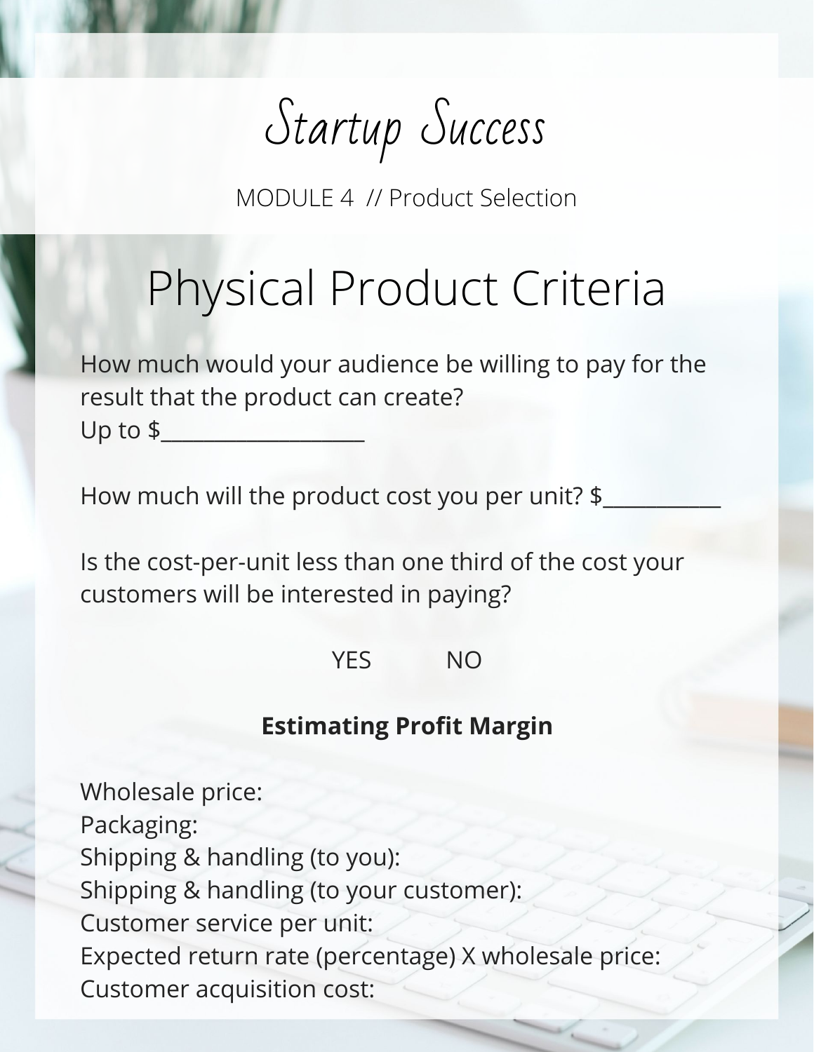# Startup Success

MODULE 4 // Product Selection

## Physical Product Criteria

How much would your audience be willing to pay for the result that the product can create?
Up to $___________________

How much will the product cost you per unit? $___________

Is the cost-per-unit less than one third of the cost your customers will be interested in paying?

YES NO

**Estimating Profit Margin**

Wholesale price:
Packaging:
Shipping & handling (to you):
Shipping & handling (to your customer):
Customer service per unit:
Expected return rate (percentage) X wholesale price:
Customer acquisition cost: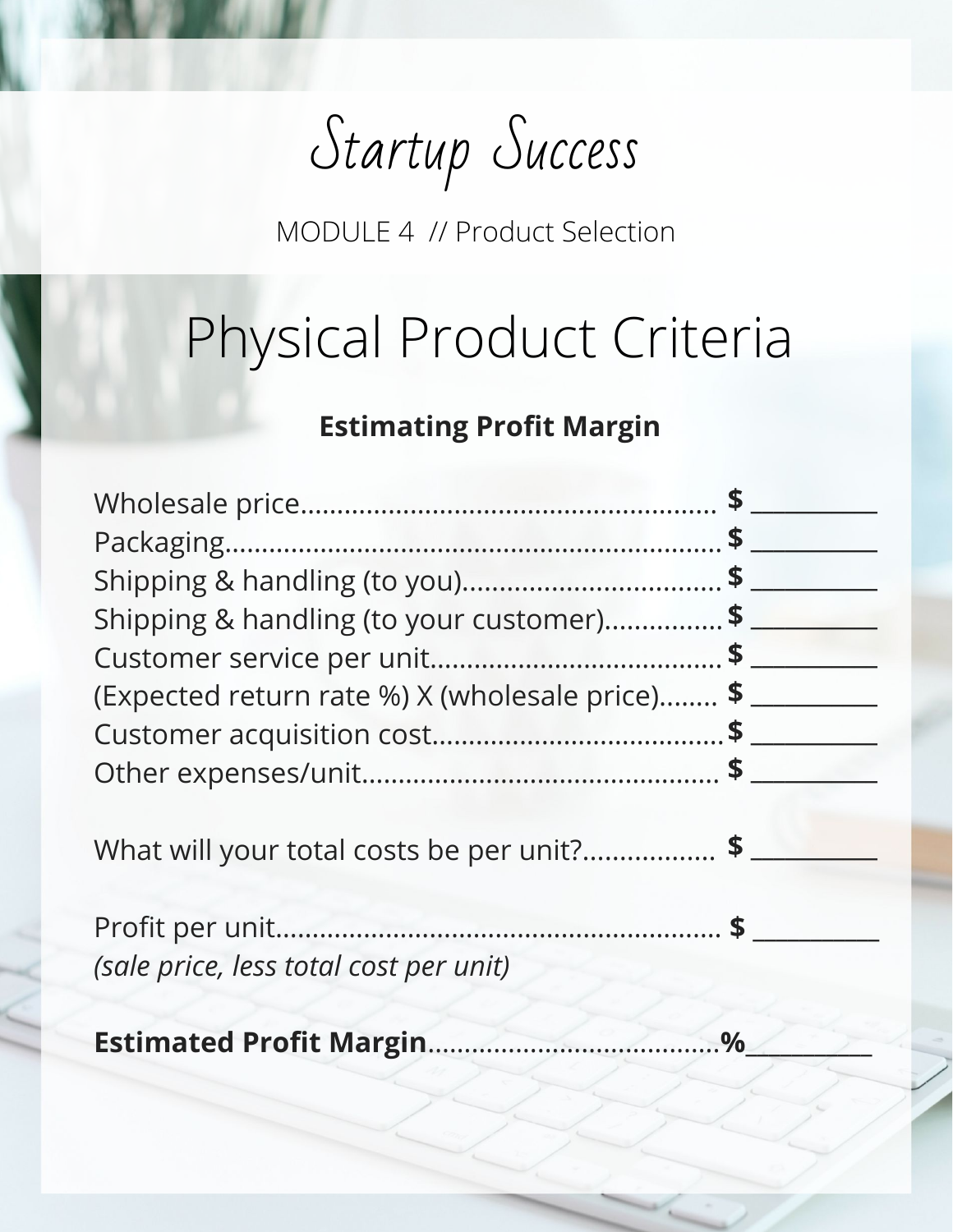Startup Success

MODULE 4 // Product Selection

# Physical Product Criteria

**Estimating Profit Margin**

Wholesale price........................................................ $ __________

Packaging.................................................................. $ __________

Shipping & handling (to you)................................... $ __________

Shipping & handling (to your customer)................ $ __________

Customer service per unit....................................... $ __________

(Expected return rate %) X (wholesale price)........ $ __________

Customer acquisition cost....................................... $ __________

Other expenses/unit................................................ $ __________

What will your total costs be per unit?................. $ __________

Profit per unit........................................................... $ __________
*(sale price, less total cost per unit)*

**Estimated Profit Margin**......................................%__________